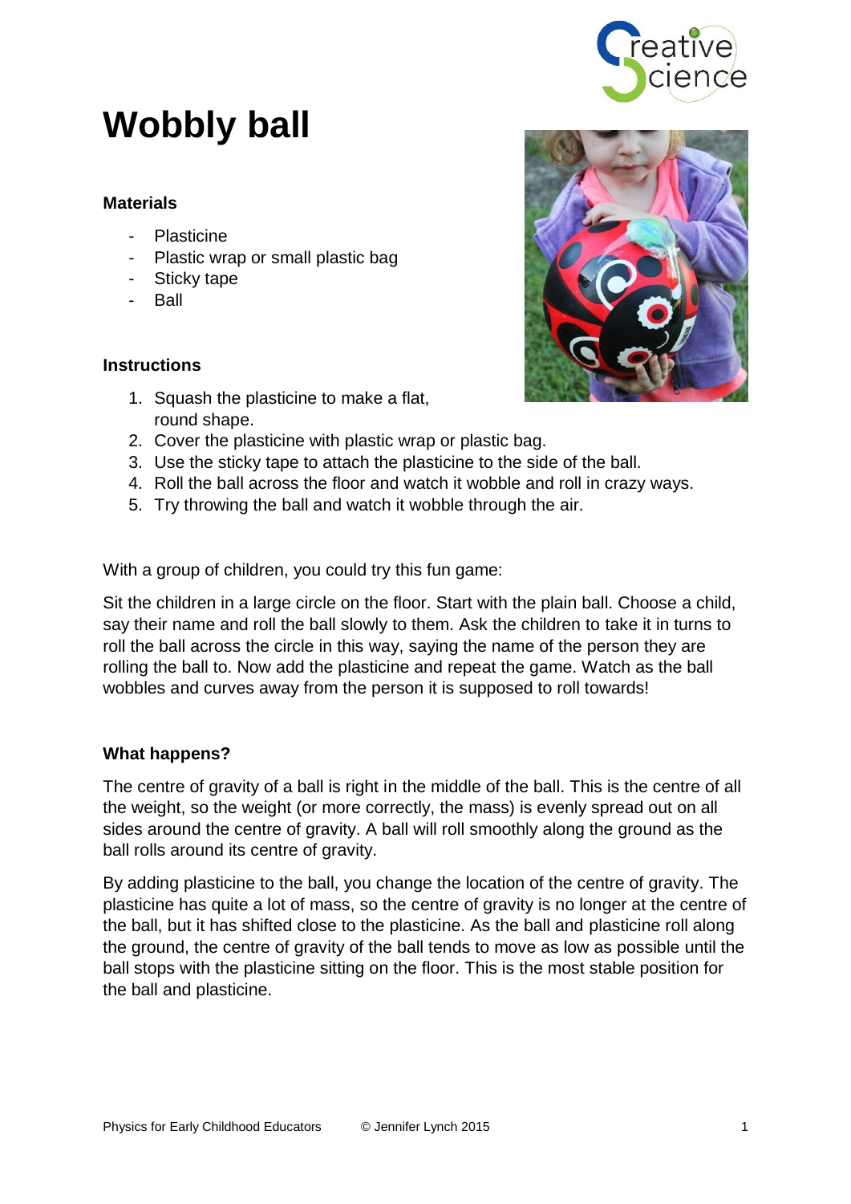# Wobbly ball

### Materials

- Plasticine
- Plastic wrap or small plastic bag
- Sticky tape
- Ball

### Instructions

1. Squash the plasticine to make a flat, round shape.
2. Cover the plasticine with plastic wrap or plastic bag.
3. Use the sticky tape to attach the plasticine to the side of the ball.
4. Roll the ball across the floor and watch it wobble and roll in crazy ways.
5. Try throwing the ball and watch it wobble through the air.

With a group of children, you could try this fun game:

Sit the children in a large circle on the floor. Start with the plain ball. Choose a child, say their name and roll the ball slowly to them. Ask the children to take it in turns to roll the ball across the circle in this way, saying the name of the person they are rolling the ball to. Now add the plasticine and repeat the game. Watch as the ball wobbles and curves away from the person it is supposed to roll towards!

### What happens?

The centre of gravity of a ball is right in the middle of the ball. This is the centre of all the weight, so the weight (or more correctly, the mass) is evenly spread out on all sides around the centre of gravity. A ball will roll smoothly along the ground as the ball rolls around its centre of gravity.

By adding plasticine to the ball, you change the location of the centre of gravity. The plasticine has quite a lot of mass, so the centre of gravity is no longer at the centre of the ball, but it has shifted close to the plasticine. As the ball and plasticine roll along the ground, the centre of gravity of the ball tends to move as low as possible until the ball stops with the plasticine sitting on the floor. This is the most stable position for the ball and plasticine.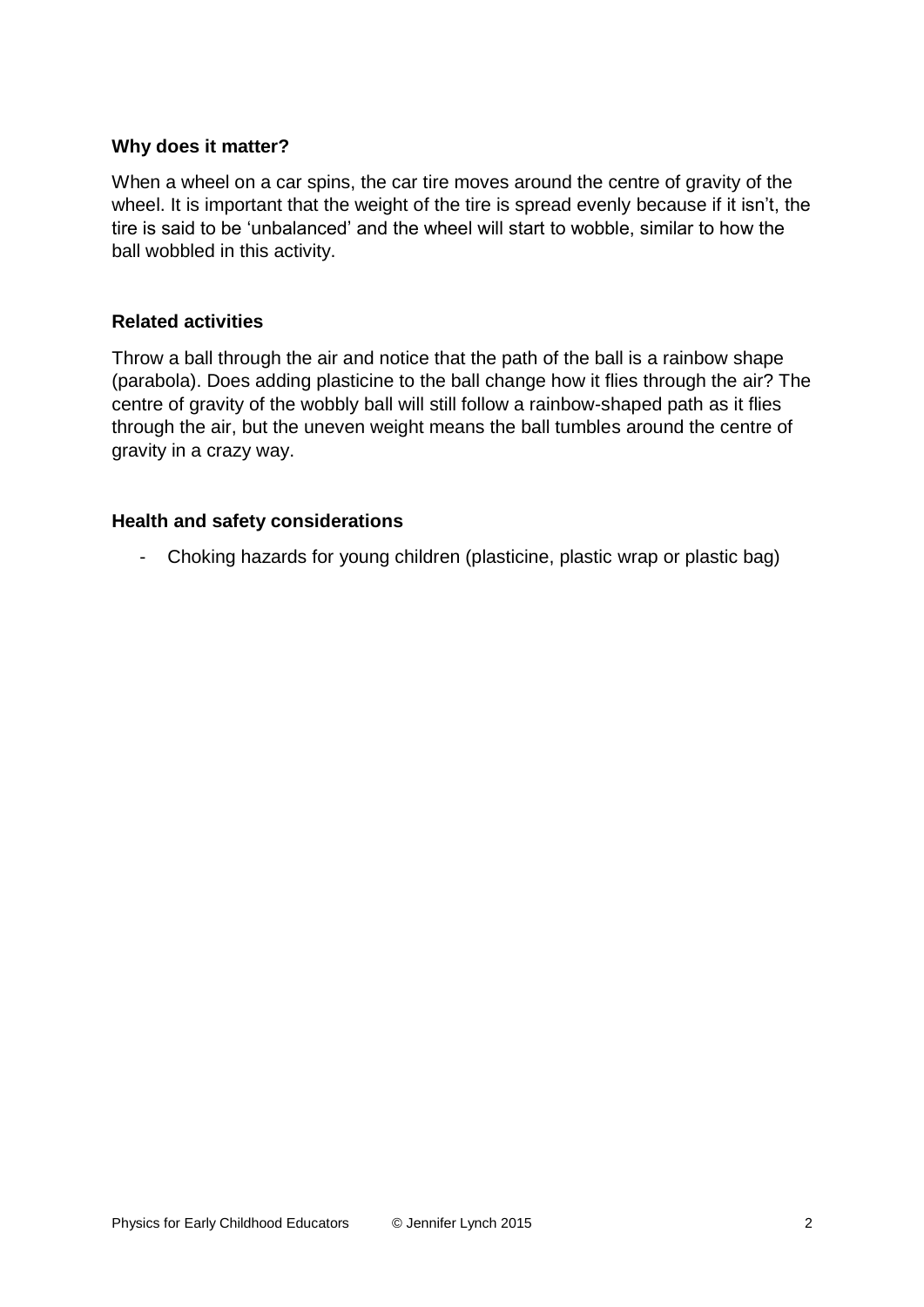## Why does it matter?

When a wheel on a car spins, the car tire moves around the centre of gravity of the wheel. It is important that the weight of the tire is spread evenly because if it isn't, the tire is said to be 'unbalanced' and the wheel will start to wobble, similar to how the ball wobbled in this activity.

## Related activities

Throw a ball through the air and notice that the path of the ball is a rainbow shape (parabola). Does adding plasticine to the ball change how it flies through the air? The centre of gravity of the wobbly ball will still follow a rainbow-shaped path as it flies through the air, but the uneven weight means the ball tumbles around the centre of gravity in a crazy way.

## Health and safety considerations

- Choking hazards for young children (plasticine, plastic wrap or plastic bag)